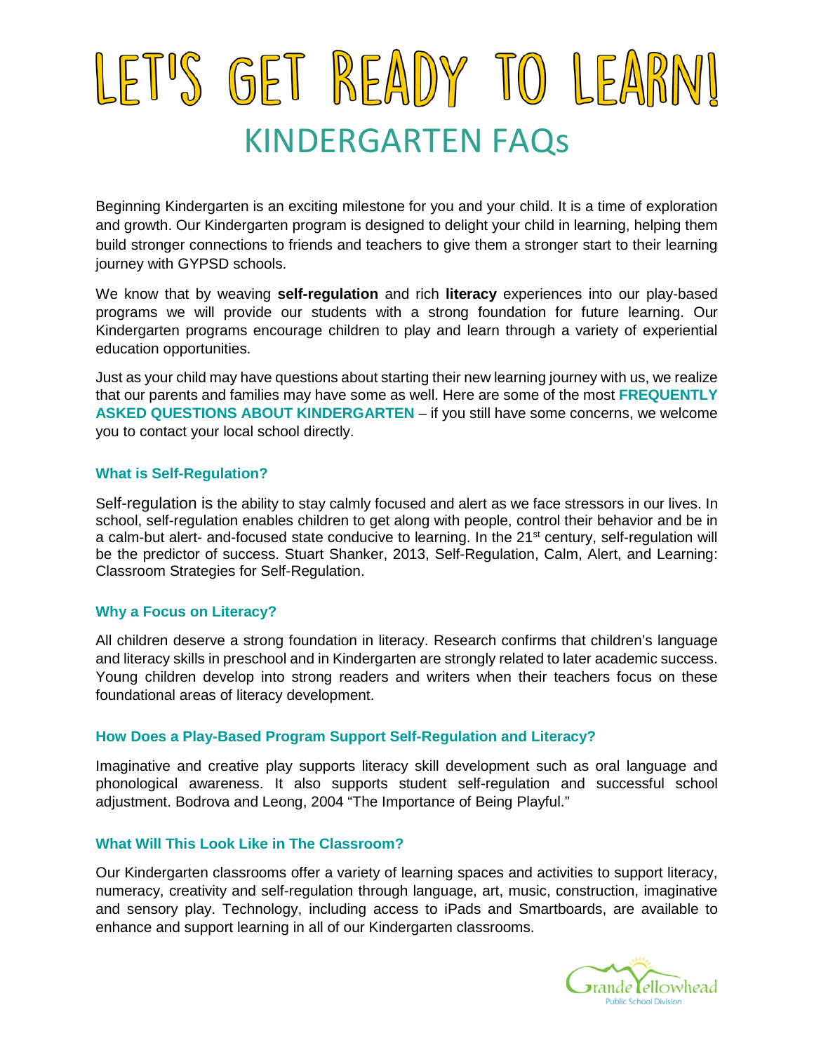# LET'S GET READY TO LEARN!

## KINDERGARTEN FAQs

Beginning Kindergarten is an exciting milestone for you and your child. It is a time of exploration and growth. Our Kindergarten program is designed to delight your child in learning, helping them build stronger connections to friends and teachers to give them a stronger start to their learning journey with GYPSD schools.

We know that by weaving **self-regulation** and rich **literacy** experiences into our play-based programs we will provide our students with a strong foundation for future learning. Our Kindergarten programs encourage children to play and learn through a variety of experiential education opportunities.

Just as your child may have questions about starting their new learning journey with us, we realize that our parents and families may have some as well. Here are some of the most **FREQUENTLY ASKED QUESTIONS ABOUT KINDERGARTEN** – if you still have some concerns, we welcome you to contact your local school directly.

### What is Self-Regulation?

Self-regulation is the ability to stay calmly focused and alert as we face stressors in our lives. In school, self-regulation enables children to get along with people, control their behavior and be in a calm-but alert- and-focused state conducive to learning. In the 21st century, self-regulation will be the predictor of success. Stuart Shanker, 2013, Self-Regulation, Calm, Alert, and Learning: Classroom Strategies for Self-Regulation.

### Why a Focus on Literacy?

All children deserve a strong foundation in literacy. Research confirms that children's language and literacy skills in preschool and in Kindergarten are strongly related to later academic success. Young children develop into strong readers and writers when their teachers focus on these foundational areas of literacy development.

### How Does a Play-Based Program Support Self-Regulation and Literacy?

Imaginative and creative play supports literacy skill development such as oral language and phonological awareness. It also supports student self-regulation and successful school adjustment. Bodrova and Leong, 2004 "The Importance of Being Playful."

### What Will This Look Like in The Classroom?

Our Kindergarten classrooms offer a variety of learning spaces and activities to support literacy, numeracy, creativity and self-regulation through language, art, music, construction, imaginative and sensory play. Technology, including access to iPads and Smartboards, are available to enhance and support learning in all of our Kindergarten classrooms.

Grande Yellowhead Public School Division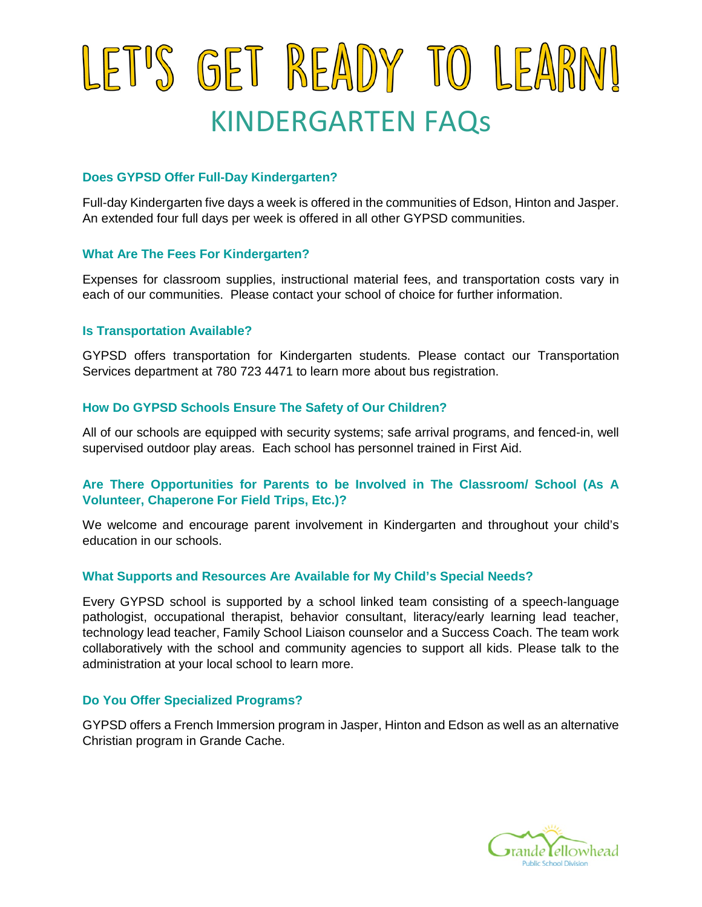# LET'S GET READY TO LEARN!

## KINDERGARTEN FAQs

### Does GYPSD Offer Full-Day Kindergarten?

Full-day Kindergarten five days a week is offered in the communities of Edson, Hinton and Jasper. An extended four full days per week is offered in all other GYPSD communities.

### What Are The Fees For Kindergarten?

Expenses for classroom supplies, instructional material fees, and transportation costs vary in each of our communities. Please contact your school of choice for further information.

### Is Transportation Available?

GYPSD offers transportation for Kindergarten students. Please contact our Transportation Services department at 780 723 4471 to learn more about bus registration.

### How Do GYPSD Schools Ensure The Safety of Our Children?

All of our schools are equipped with security systems; safe arrival programs, and fenced-in, well supervised outdoor play areas. Each school has personnel trained in First Aid.

### Are There Opportunities for Parents to be Involved in The Classroom/ School (As A Volunteer, Chaperone For Field Trips, Etc.)?

We welcome and encourage parent involvement in Kindergarten and throughout your child's education in our schools.

### What Supports and Resources Are Available for My Child's Special Needs?

Every GYPSD school is supported by a school linked team consisting of a speech-language pathologist, occupational therapist, behavior consultant, literacy/early learning lead teacher, technology lead teacher, Family School Liaison counselor and a Success Coach. The team work collaboratively with the school and community agencies to support all kids. Please talk to the administration at your local school to learn more.

### Do You Offer Specialized Programs?

GYPSD offers a French Immersion program in Jasper, Hinton and Edson as well as an alternative Christian program in Grande Cache.

Grande Yellowhead
Public School Division